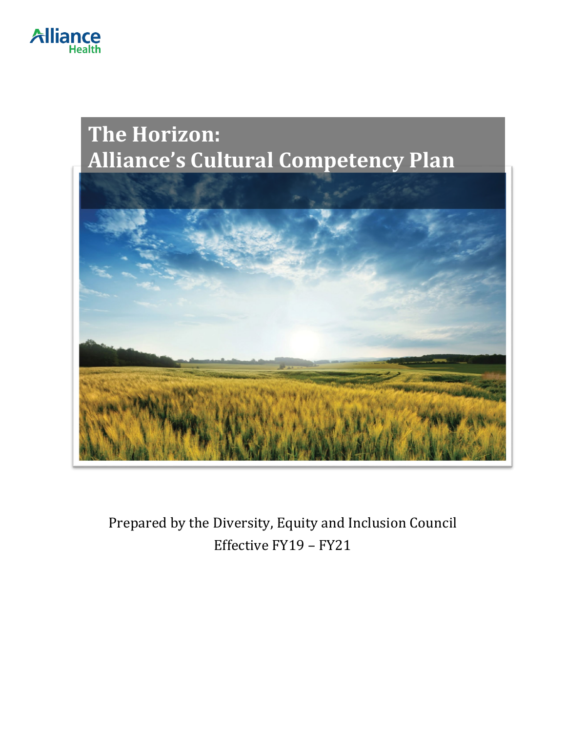Alliance Health

# The Horizon: Alliance's Cultural Competency Plan

Prepared by the Diversity, Equity and Inclusion Council

Effective FY19 – FY21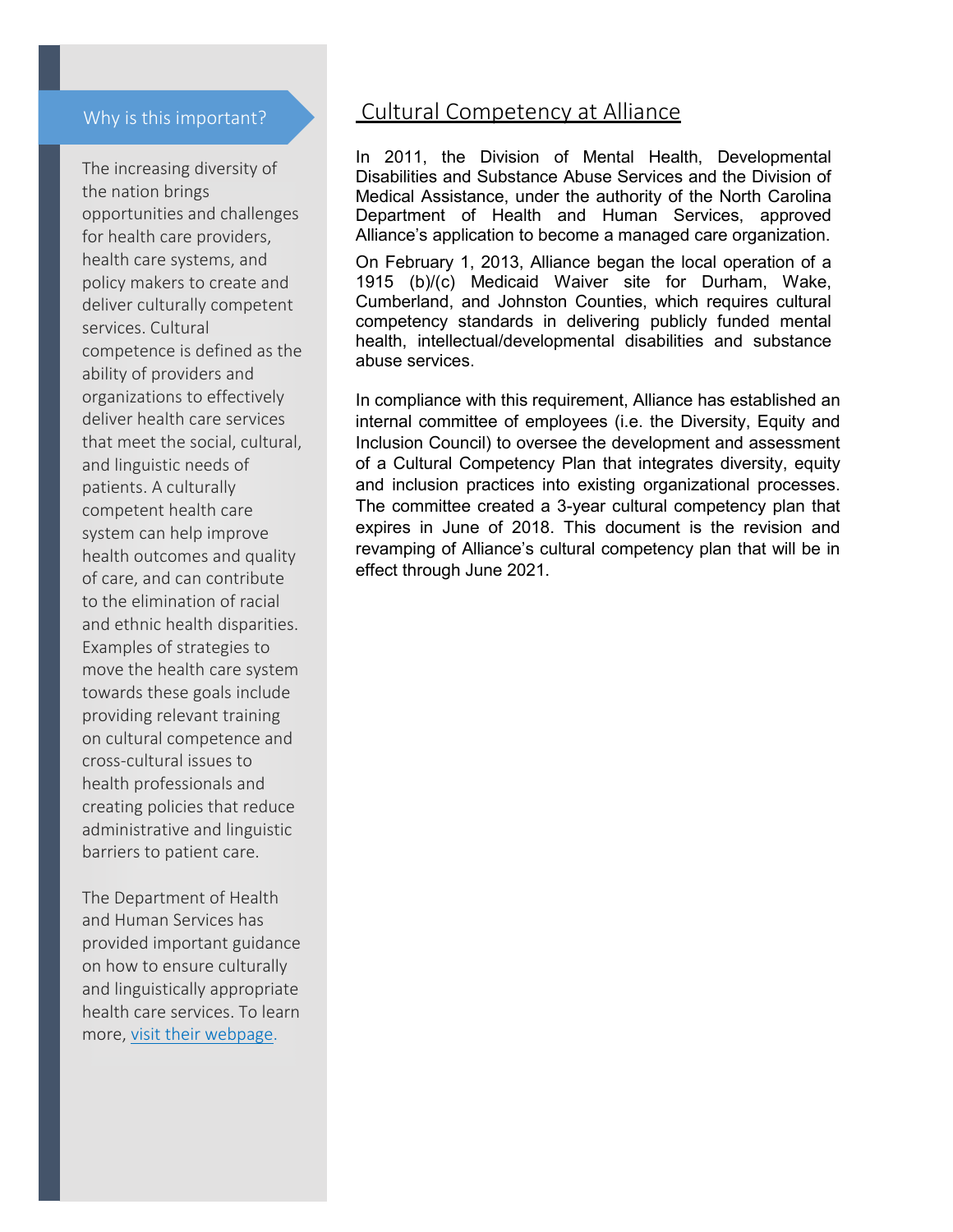## Cultural Competency at Alliance

In 2011, the Division of Mental Health, Developmental Disabilities and Substance Abuse Services and the Division of Medical Assistance, under the authority of the North Carolina Department of Health and Human Services, approved Alliance's application to become a managed care organization.

On February 1, 2013, Alliance began the local operation of a 1915 (b)/(c) Medicaid Waiver site for Durham, Wake, Cumberland, and Johnston Counties, which requires cultural competency standards in delivering publicly funded mental health, intellectual/developmental disabilities and substance abuse services.

In compliance with this requirement, Alliance has established an internal committee of employees (i.e. the Diversity, Equity and Inclusion Council) to oversee the development and assessment of a Cultural Competency Plan that integrates diversity, equity and inclusion practices into existing organizational processes. The committee created a 3-year cultural competency plan that expires in June of 2018. This document is the revision and revamping of Alliance's cultural competency plan that will be in effect through June 2021.

### Why is this important?

The increasing diversity of the nation brings opportunities and challenges for health care providers, health care systems, and policy makers to create and deliver culturally competent services. Cultural competence is defined as the ability of providers and organizations to effectively deliver health care services that meet the social, cultural, and linguistic needs of patients. A culturally competent health care system can help improve health outcomes and quality of care, and can contribute to the elimination of racial and ethnic health disparities. Examples of strategies to move the health care system towards these goals include providing relevant training on cultural competence and cross-cultural issues to health professionals and creating policies that reduce administrative and linguistic barriers to patient care.

The Department of Health and Human Services has provided important guidance on how to ensure culturally and linguistically appropriate health care services. To learn more, visit their webpage.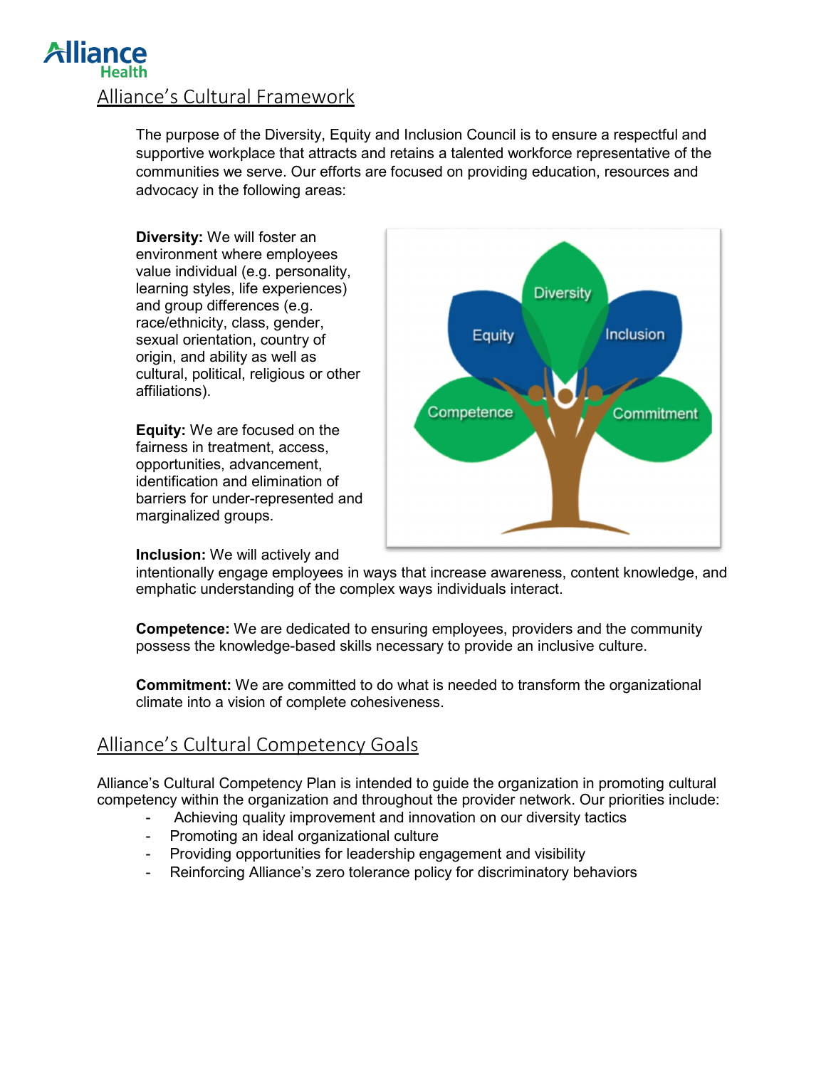## Alliance's Cultural Framework

The purpose of the Diversity, Equity and Inclusion Council is to ensure a respectful and supportive workplace that attracts and retains a talented workforce representative of the communities we serve. Our efforts are focused on providing education, resources and advocacy in the following areas:

**Diversity:** We will foster an environment where employees value individual (e.g. personality, learning styles, life experiences) and group differences (e.g. race/ethnicity, class, gender, sexual orientation, country of origin, and ability as well as cultural, political, religious or other affiliations).

**Equity:** We are focused on the fairness in treatment, access, opportunities, advancement, identification and elimination of barriers for under-represented and marginalized groups.

**Inclusion:** We will actively and intentionally engage employees in ways that increase awareness, content knowledge, and emphatic understanding of the complex ways individuals interact.

**Competence:** We are dedicated to ensuring employees, providers and the community possess the knowledge-based skills necessary to provide an inclusive culture.

**Commitment:** We are committed to do what is needed to transform the organizational climate into a vision of complete cohesiveness.

## Alliance's Cultural Competency Goals

Alliance's Cultural Competency Plan is intended to guide the organization in promoting cultural competency within the organization and throughout the provider network. Our priorities include:

- Achieving quality improvement and innovation on our diversity tactics
- Promoting an ideal organizational culture
- Providing opportunities for leadership engagement and visibility
- Reinforcing Alliance's zero tolerance policy for discriminatory behaviors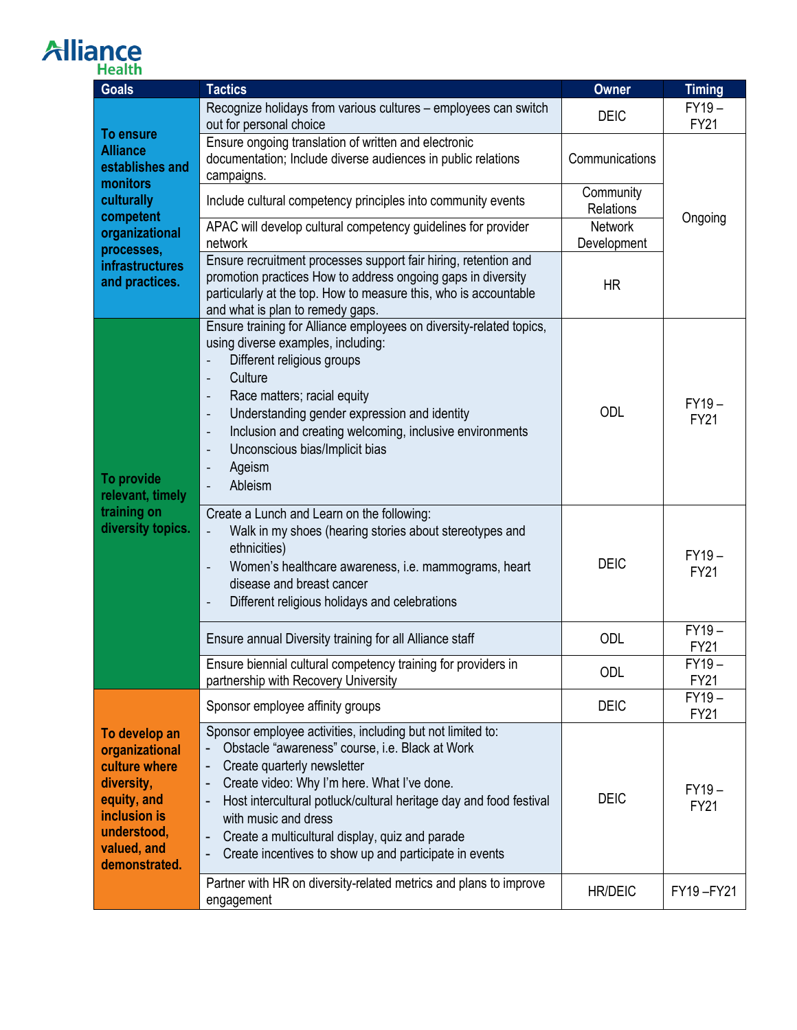| Goals | Tactics | Owner | Timing |
|---|---|---|---|
| **To ensure Alliance establishes and monitors culturally competent organizational processes, infrastructures and practices.** | Recognize holidays from various cultures – employees can switch out for personal choice | DEIC | FY19 – FY21 |
| | Ensure ongoing translation of written and electronic documentation; Include diverse audiences in public relations campaigns. | Communications | Ongoing |
| | Include cultural competency principles into community events | Community Relations | Ongoing |
| | APAC will develop cultural competency guidelines for provider network | Network Development | Ongoing |
| | Ensure recruitment processes support fair hiring, retention and promotion practices How to address ongoing gaps in diversity particularly at the top. How to measure this, who is accountable and what is plan to remedy gaps. | HR | Ongoing |
| **To provide relevant, timely training on diversity topics.** | Ensure training for Alliance employees on diversity-related topics, using diverse examples, including:<br>- Different religious groups<br>- Culture<br>- Race matters; racial equity<br>- Understanding gender expression and identity<br>- Inclusion and creating welcoming, inclusive environments<br>- Unconscious bias/Implicit bias<br>- Ageism<br>- Ableism | ODL | FY19 – FY21 |
| | Create a Lunch and Learn on the following:<br>- Walk in my shoes (hearing stories about stereotypes and ethnicities)<br>- Women's healthcare awareness, i.e. mammograms, heart disease and breast cancer<br>- Different religious holidays and celebrations | DEIC | FY19 – FY21 |
| | Ensure annual Diversity training for all Alliance staff | ODL | FY19 – FY21 |
| | Ensure biennial cultural competency training for providers in partnership with Recovery University | ODL | FY19 – FY21 |
| **To develop an organizational culture where diversity, equity, and inclusion is understood, valued, and demonstrated.** | Sponsor employee affinity groups | DEIC | FY19 – FY21 |
| | Sponsor employee activities, including but not limited to:<br>- Obstacle "awareness" course, i.e. Black at Work<br>- Create quarterly newsletter<br>- Create video: Why I'm here. What I've done.<br>- Host intercultural potluck/cultural heritage day and food festival with music and dress<br>- Create a multicultural display, quiz and parade<br>- Create incentives to show up and participate in events | DEIC | FY19 – FY21 |
| | Partner with HR on diversity-related metrics and plans to improve engagement | HR/DEIC | FY19 –FY21 |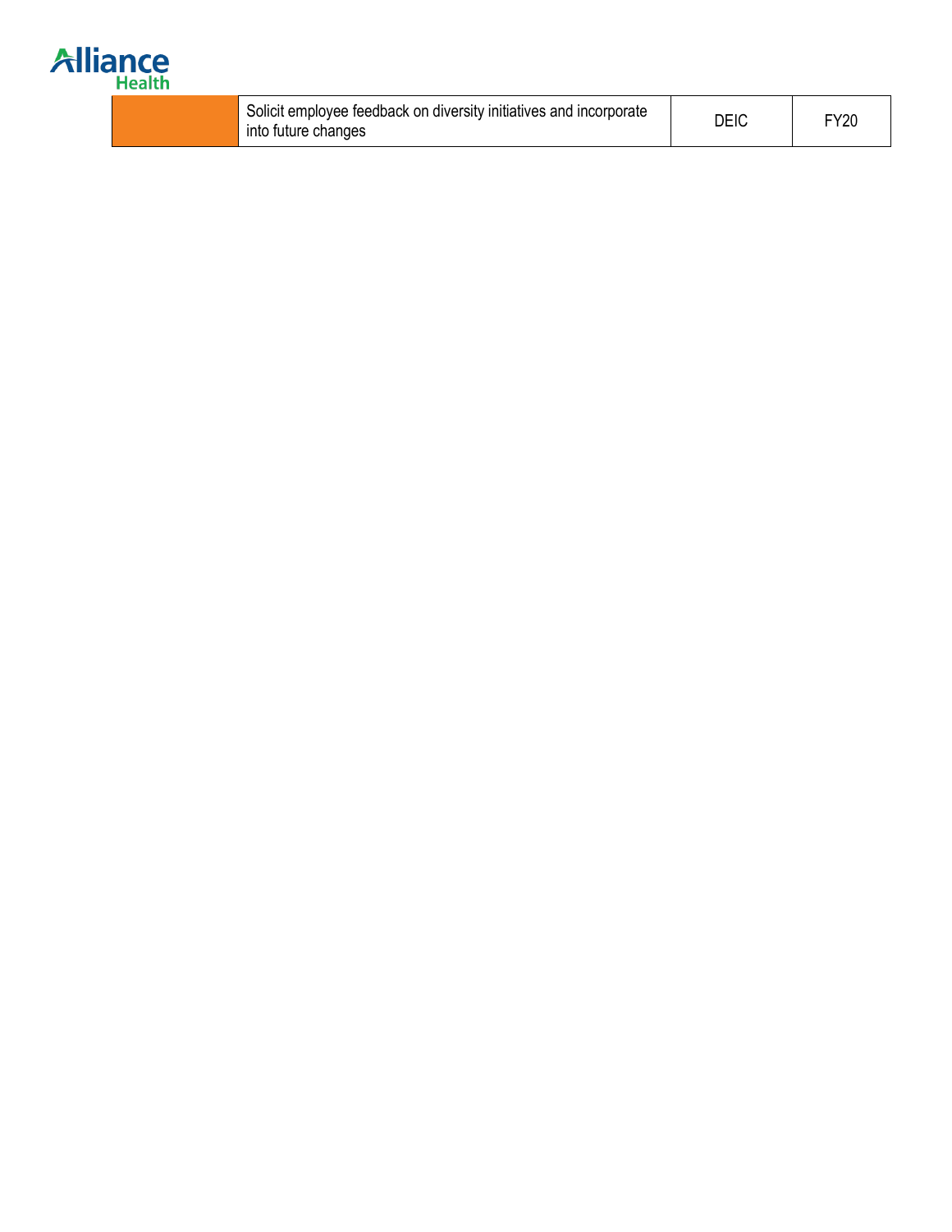| | | | |
|---|---|---|---|
| | Solicit employee feedback on diversity initiatives and incorporate into future changes | DEIC | FY20 |